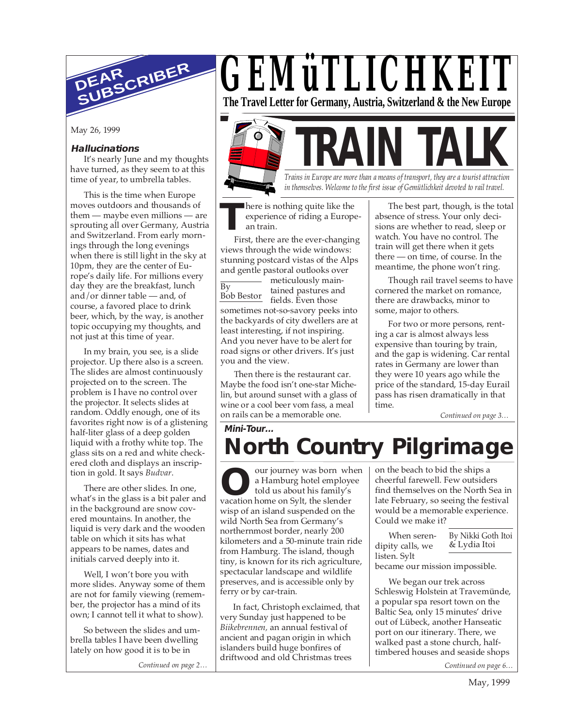# GEMüTLICHKEIT

**The Travel Letter for Germany, Austria, Switzerland & the New Europe**

## DEAR SUBSCRIBER

May 26, 1999

### Hallucinations

It's nearly June and my thoughts have turned, as they seem to at this time of year, to umbrella tables.

This is the time when Europe moves outdoors and thousands of them — maybe even millions — are sprouting all over Germany, Austria and Switzerland. From early mornings through the long evenings when there is still light in the sky at 10pm, they are the center of Europe's daily life. For millions every day they are the breakfast, lunch and/or dinner table — and, of course, a favored place to drink beer, which, by the way, is another topic occupying my thoughts, and not just at this time of year.

In my brain, you see, is a slide projector. Up there also is a screen. The slides are almost continuously projected on to the screen. The problem is I have no control over the projector. It selects slides at random. Oddly enough, one of its favorites right now is of a glistening half-liter glass of a deep golden liquid with a frothy white top. The glass sits on a red and white checkered cloth and displays an inscription in gold. It says *Budvar*.

There are other slides. In one, what's in the glass is a bit paler and in the background are snow covered mountains. In another, the liquid is very dark and the wooden table on which it sits has what appears to be names, dates and initials carved deeply into it.

Well, I won't bore you with more slides. Anyway some of them are not for family viewing (remember, the projector has a mind of its own; I cannot tell it what to show).

So between the slides and umbrella tables I have been dwelling lately on how good it is to be in

*Continued on page 2…*

# TRAIN TALK

*Trains in Europe are more than a means of transport, they are a tourist attraction in themselves. Welcome to the first issue of Gemütlichkeit devoted to rail travel.*

By Bob Bestor

There is nothing quite like the experience of riding a European train.

First, there are the ever-changing views through the wide windows: stunning postcard vistas of the Alps and gentle pastoral outlooks over meticulously maintained pastures and fields. Even those sometimes not-so-savory peeks into the backyards of city dwellers are at least interesting, if not inspiring. And you never have to be alert for road signs or other drivers. It's just you and the view.

Then there is the restaurant car. Maybe the food isn't one-star Michelin, but around sunset with a glass of wine or a cool beer vom fass, a meal on rails can be a memorable one.

The best part, though, is the total absence of stress. Your only decisions are whether to read, sleep or watch. You have no control. The train will get there when it gets there — on time, of course. In the meantime, the phone won't ring.

Though rail travel seems to have cornered the market on romance, there are drawbacks, minor to some, major to others.

For two or more persons, renting a car is almost always less expensive than touring by train, and the gap is widening. Car rental rates in Germany are lower than they were 10 years ago while the price of the standard, 15-day Eurail pass has risen dramatically in that time.

*Continued on page 3…*

### Mini-Tour…

# North Country Pilgrimage

By Nikki Goth Itoi & Lydia Itoi

Our journey was born when a Hamburg hotel employee told us about his family's vacation home on Sylt, the slender wisp of an island suspended on the wild North Sea from Germany's northernmost border, nearly 200 kilometers and a 50-minute train ride from Hamburg. The island, though tiny, is known for its rich agriculture, spectacular landscape and wildlife preserves, and is accessible only by ferry or by car-train.

In fact, Christoph exclaimed, that very Sunday just happened to be *Biikebrennen,* an annual festival of ancient and pagan origin in which islanders build huge bonfires of driftwood and old Christmas trees on the beach to bid the ships a cheerful farewell. Few outsiders find themselves on the North Sea in late February, so seeing the festival would be a memorable experience. Could we make it?

When serendipity calls, we listen. Sylt became our mission impossible.

We began our trek across Schleswig Holstein at Travemünde, a popular spa resort town on the Baltic Sea, only 15 minutes' drive out of Lübeck, another Hanseatic port on our itinerary. There, we walked past a stone church, half-timbered houses and seaside shops

*Continued on page 6…*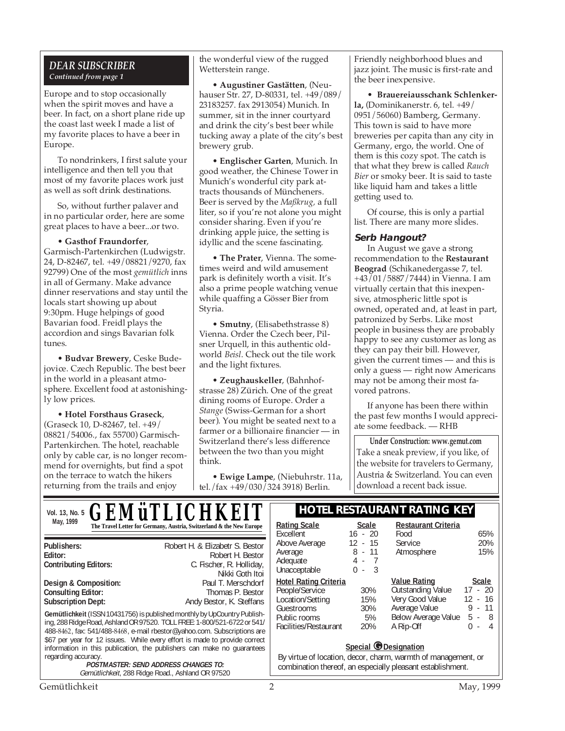## DEAR SUBSCRIBER

*Continued from page 1*

Europe and to stop occasionally when the spirit moves and have a beer. In fact, on a short plane ride up the coast last week I made a list of my favorite places to have a beer in Europe.

To nondrinkers, I first salute your intelligence and then tell you that most of my favorite places work just as well as soft drink destinations.

So, without further palaver and in no particular order, here are some great places to have a beer...or two.

• **Gasthof Fraundorfer**, Garmisch-Partenkirchen (Ludwigstr. 24, D-82467, tel. +49/08821/9270, fax 92799) One of the most *gemütlich* inns in all of Germany. Make advance dinner reservations and stay until the locals start showing up about 9:30pm. Huge helpings of good Bavarian food. Freidl plays the accordion and sings Bavarian folk tunes.

• **Budvar Brewery**, Ceske Budejovice. Czech Republic. The best beer in the world in a pleasant atmosphere. Excellent food at astonishingly low prices.

• **Hotel Forsthaus Graseck**, (Graseck 10, D-82467, tel. +49/08821/54006., fax 55700) Garmisch-Partenkirchen. The hotel, reachable only by cable car, is no longer recommend for overnights, but find a spot on the terrace to watch the hikers returning from the trails and enjoy the wonderful view of the rugged Wetterstein range.

• **Augustiner Gaststätten**, (Neuhauser Str. 27, D-80331, tel. +49/089/23183257. fax 2913054) Munich. In summer, sit in the inner courtyard and drink the city's best beer while tucking away a plate of the city's best brewery grub.

• **Englischer Garten**, Munich. In good weather, the Chinese Tower in Munich's wonderful city park attracts thousands of Müncheners. Beer is served by the *Maßkrug*, a full liter, so if you're not alone you might consider sharing. Even if you're drinking apple juice, the setting is idyllic and the scene fascinating.

• **The Prater**, Vienna. The sometimes weird and wild amusement park is definitely worth a visit. It's also a prime people watching venue while quaffing a Gösser Bier from Styria.

• **Smutny**, (Elisabethstrasse 8) Vienna. Order the Czech beer, Pilsner Urquell, in this authentic old-world *Beisl*. Check out the tile work and the light fixtures.

• **Zeughauskeller**, (Bahnhofstrasse 28) Zürich. One of the great dining rooms of Europe. Order a *Stange* (Swiss-German for a short beer). You might be seated next to a farmer or a billionaire financier — in Switzerland there's less difference between the two than you might think.

• **Ewige Lampe**, (Niebuhrstr. 11a, tel./fax +49/030/324 3918) Berlin. Friendly neighborhood blues and jazz joint. The music is first-rate and the beer inexpensive.

• **Brauereiausschank Schlenkerla,** (Dominikanerstr. 6, tel. +49/0951/56060) Bamberg, Germany. This town is said to have more breweries per capita than any city in Germany, ergo, the world. One of them is this cozy spot. The catch is that what they brew is called *Rauch Bier* or smoky beer. It is said to taste like liquid ham and takes a little getting used to.

Of course, this is only a partial list. There are many more slides.

### Serb Hangout?

In August we gave a strong recommendation to the **Restaurant Beograd** (Schikanedergasse 7, tel. +43/01/5887/7444) in Vienna. I am virtually certain that this inexpensive, atmospheric little spot is owned, operated and, at least in part, patronized by Serbs. Like most people in business they are probably happy to see any customer as long as they can pay their bill. However, given the current times — and this is only a guess — right now Americans may not be among their most favored patrons.

If anyone has been there within the past few months I would appreciate some feedback. — RHB

**Under Construction: www.gemut.com**

Take a sneak preview, if you like, of the website for travelers to Germany, Austria & Switzerland. You can even download a recent back issue.

---

# GEMüTLICHKEIT

**The Travel Letter for Germany, Austria, Switzerland & the New Europe**

Vol. 13, No. 5
May, 1999

| | |
|---|---|
| **Publishers:** | Robert H. & Elizabetr S. Bestor |
| **Editor:** | Robert H. Bestor |
| **Contributing Editors:** | C. Fischer, R. Holliday, Nikki Goth Itoi |
| **Design & Composition:** | Paul T. Merschdorf |
| **Consulting Editor:** | Thomas P. Bestor |
| **Subscription Dept:** | Andy Bestor, K. Steffans |

**Gemütlichkeit** (ISSN 10431756) is published monthly by UpCountry Publishing, 288 Ridge Road, Ashland OR 97520. TOLL FREE: 1-800/521-6722 or 541/488-8462, fax: 541/488-8468, e-mail rbestor@yahoo.com. Subscriptions are $67 per year for 12 issues. While every effort is made to provide correct information in this publication, the publishers can make no guarantees regarding accuracy.

***POSTMASTER: SEND ADDRESS CHANGES TO:***
*Gemütlichkeit*, 288 Ridge Road., Ashland OR 97520

## HOTEL RESTAURANT RATING KEY

| Rating Scale | Scale |
|---|---|
| Excellent | 16 - 20 |
| Above Average | 12 - 15 |
| Average | 8 - 11 |
| Adequate | 4 - 7 |
| Unacceptable | 0 - 3 |

| Restaurant Criteria | |
|---|---|
| Food | 65% |
| Service | 20% |
| Atmosphere | 15% |

| Hotel Rating Criteria | |
|---|---|
| People/Service | 30% |
| Location/Setting | 15% |
| Guestrooms | 30% |
| Public rooms | 5% |
| Facilities/Restaurant | 20% |

| Value Rating | Scale |
|---|---|
| Outstanding Value | 17 - 20 |
| Very Good Value | 12 - 16 |
| Average Value | 9 - 11 |
| Below Average Value | 5 - 8 |
| A Rip-Off | 0 - 4 |

**Special G Designation**

By virtue of location, decor, charm, warmth of management, or combination thereof, an especially pleasant establishment.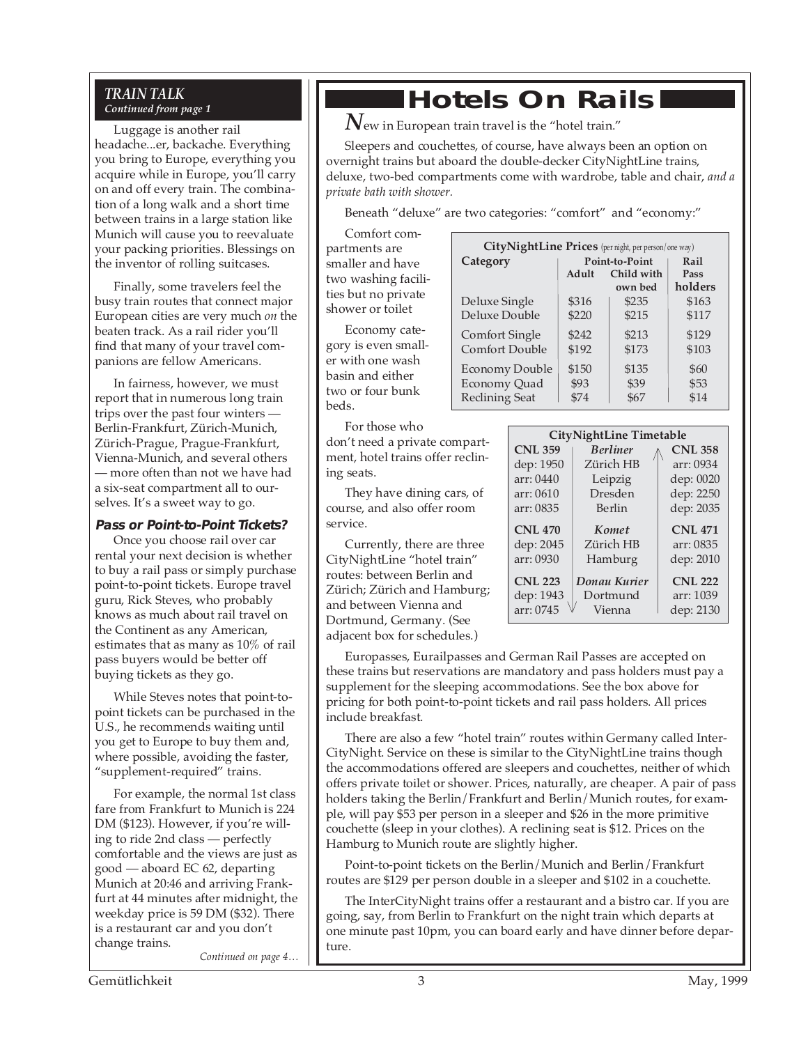*TRAIN TALK*
***Continued from page 1***

Luggage is another rail headache...er, backache. Everything you bring to Europe, everything you acquire while in Europe, you'll carry on and off every train. The combination of a long walk and a short time between trains in a large station like Munich will cause you to reevaluate your packing priorities. Blessings on the inventor of rolling suitcases.

Finally, some travelers feel the busy train routes that connect major European cities are very much *on* the beaten track. As a rail rider you'll find that many of your travel companions are fellow Americans.

In fairness, however, we must report that in numerous long train trips over the past four winters — Berlin-Frankfurt, Zürich-Munich, Zürich-Prague, Prague-Frankfurt, Vienna-Munich, and several others — more often than not we have had a six-seat compartment all to ourselves. It's a sweet way to go.

### Pass or Point-to-Point Tickets?

Once you choose rail over car rental your next decision is whether to buy a rail pass or simply purchase point-to-point tickets. Europe travel guru, Rick Steves, who probably knows as much about rail travel on the Continent as any American, estimates that as many as 10% of rail pass buyers would be better off buying tickets as they go.

While Steves notes that point-to-point tickets can be purchased in the U.S., he recommends waiting until you get to Europe to buy them and, where possible, avoiding the faster, "supplement-required" trains.

For example, the normal 1st class fare from Frankfurt to Munich is 224 DM ($123). However, if you're willing to ride 2nd class — perfectly comfortable and the views are just as good — aboard EC 62, departing Munich at 20:46 and arriving Frankfurt at 44 minutes after midnight, the weekday price is 59 DM ($32). There is a restaurant car and you don't change trains.

*Continued on page 4…*

# Hotels On Rails

*N*ew in European train travel is the "hotel train."

Sleepers and couchettes, of course, have always been an option on overnight trains but aboard the double-decker CityNightLine trains, deluxe, two-bed compartments come with wardrobe, table and chair, *and a private bath with shower.*

Beneath "deluxe" are two categories: "comfort" and "economy:"

Comfort compartments are smaller and have two washing facilities but no private shower or toilet

Economy category is even smaller with one wash basin and either two or four bunk beds.

**CityNightLine Prices** (per night, per person/one way)

| Category | Point-to-Point Adult | Point-to-Point Child with own bed | Rail Pass holders |
|---|---|---|---|
| Deluxe Single | $316 | $235 | $163 |
| Deluxe Double | $220 | $215 | $117 |
| Comfort Single | $242 | $213 | $129 |
| Comfort Double | $192 | $173 | $103 |
| Economy Double | $150 | $135 | $60 |
| Economy Quad | $93 | $39 | $53 |
| Reclining Seat | $74 | $67 | $14 |

For those who don't need a private compartment, hotel trains offer reclining seats.

They have dining cars, of course, and also offer room service.

Currently, there are three CityNightLine "hotel train" routes: between Berlin and Zürich; Zürich and Hamburg; and between Vienna and Dortmund, Germany. (See adjacent box for schedules.)

**CityNightLine Timetable**

| CNL 359 | *Berliner* | CNL 358 |
|---|---|---|
| dep: 1950 | Zürich HB | arr: 0934 |
| arr: 0440 | Leipzig | dep: 0020 |
| arr: 0610 | Dresden | dep: 2250 |
| arr: 0835 | Berlin | dep: 2035 |
| **CNL 470** | *Komet* | **CNL 471** |
| dep: 2045 | Zürich HB | arr: 0835 |
| arr: 0930 | Hamburg | dep: 2010 |
| **CNL 223** | *Donau Kurier* | **CNL 222** |
| dep: 1943 | Dortmund | arr: 1039 |
| arr: 0745 | Vienna | dep: 2130 |

Europasses, Eurailpasses and German Rail Passes are accepted on these trains but reservations are mandatory and pass holders must pay a supplement for the sleeping accommodations. See the box above for pricing for both point-to-point tickets and rail pass holders. All prices include breakfast.

There are also a few "hotel train" routes within Germany called InterCityNight. Service on these is similar to the CityNightLine trains though the accommodations offered are sleepers and couchettes, neither of which offers private toilet or shower. Prices, naturally, are cheaper. A pair of pass holders taking the Berlin/Frankfurt and Berlin/Munich routes, for example, will pay $53 per person in a sleeper and $26 in the more primitive couchette (sleep in your clothes). A reclining seat is $12. Prices on the Hamburg to Munich route are slightly higher.

Point-to-point tickets on the Berlin/Munich and Berlin/Frankfurt routes are $129 per person double in a sleeper and $102 in a couchette.

The InterCityNight trains offer a restaurant and a bistro car. If you are going, say, from Berlin to Frankfurt on the night train which departs at one minute past 10pm, you can board early and have dinner before departure.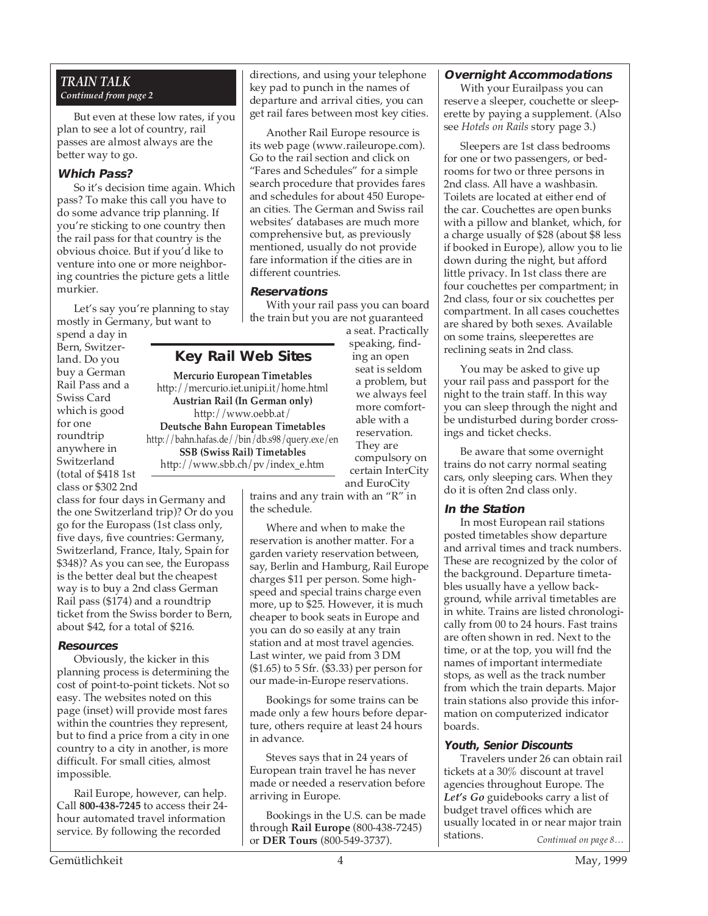## *TRAIN TALK*
*Continued from page 2*

But even at these low rates, if you plan to see a lot of country, rail passes are almost always are the better way to go.

### Which Pass?

So it's decision time again. Which pass? To make this call you have to do some advance trip planning. If you're sticking to one country then the rail pass for that country is the obvious choice. But if you'd like to venture into one or more neighboring countries the picture gets a little murkier.

Let's say you're planning to stay mostly in Germany, but want to spend a day in Bern, Switzerland. Do you buy a German Rail Pass and a Swiss Card which is good for one roundtrip anywhere in Switzerland (total of $418 1st class or $302 2nd class for four days in Germany and the one Switzerland trip)? Or do you go for the Europass (1st class only, five days, five countries: Germany, Switzerland, France, Italy, Spain for $348)? As you can see, the Europass is the better deal but the cheapest way is to buy a 2nd class German Rail pass ($174) and a roundtrip ticket from the Swiss border to Bern, about $42, for a total of $216.

### Resources

Obviously, the kicker in this planning process is determining the cost of point-to-point tickets. Not so easy. The websites noted on this page (inset) will provide most fares within the countries they represent, but to find a price from a city in one country to a city in another, is more difficult. For small cities, almost impossible.

Rail Europe, however, can help. Call **800-438-7245** to access their 24-hour automated travel information service. By following the recorded directions, and using your telephone key pad to punch in the names of departure and arrival cities, you can get rail fares between most key cities.

Another Rail Europe resource is its web page (www.raileurope.com). Go to the rail section and click on "Fares and Schedules" for a simple search procedure that provides fares and schedules for about 450 European cities. The German and Swiss rail websites' databases are much more comprehensive but, as previously mentioned, usually do not provide fare information if the cities are in different countries.

> **Key Rail Web Sites**
>
> **Mercurio European Timetables**
> http://mercurio.iet.unipi.it/home.html
> **Austrian Rail (In German only)**
> http://www.oebb.at/
> **Deutsche Bahn European Timetables**
> http://bahn.hafas.de//bin/db.s98/query.exe/en
> **SSB (Swiss Rail) Timetables**
> http://www.sbb.ch/pv/index_e.htm

### Reservations

With your rail pass you can board the train but you are not guaranteed a seat. Practically speaking, finding an open seat is seldom a problem, but we always feel more comfortable with a reservation. They are compulsory on certain InterCity and EuroCity trains and any train with an "R" in the schedule.

Where and when to make the reservation is another matter. For a garden variety reservation between, say, Berlin and Hamburg, Rail Europe charges $11 per person. Some high-speed and special trains charge even more, up to $25. However, it is much cheaper to book seats in Europe and you can do so easily at any train station and at most travel agencies. Last winter, we paid from 3 DM ($1.65) to 5 Sfr. ($3.33) per person for our made-in-Europe reservations.

Bookings for some trains can be made only a few hours before departure, others require at least 24 hours in advance.

Steves says that in 24 years of European train travel he has never made or needed a reservation before arriving in Europe.

Bookings in the U.S. can be made through **Rail Europe** (800-438-7245) or **DER Tours** (800-549-3737).

### Overnight Accommodations

With your Eurailpass you can reserve a sleeper, couchette or sleeperette by paying a supplement. (Also see *Hotels on Rails* story page 3.)

Sleepers are 1st class bedrooms for one or two passengers, or bedrooms for two or three persons in 2nd class. All have a washbasin. Toilets are located at either end of the car. Couchettes are open bunks with a pillow and blanket, which, for a charge usually of $28 (about $8 less if booked in Europe), allow you to lie down during the night, but afford little privacy. In 1st class there are four couchettes per compartment; in 2nd class, four or six couchettes per compartment. In all cases couchettes are shared by both sexes. Available on some trains, sleeperettes are reclining seats in 2nd class.

You may be asked to give up your rail pass and passport for the night to the train staff. In this way you can sleep through the night and be undisturbed during border crossings and ticket checks.

Be aware that some overnight trains do not carry normal seating cars, only sleeping cars. When they do it is often 2nd class only.

### In the Station

In most European rail stations posted timetables show departure and arrival times and track numbers. These are recognized by the color of the background. Departure timetables usually have a yellow background, while arrival timetables are in white. Trains are listed chronologically from 00 to 24 hours. Fast trains are often shown in red. Next to the time, or at the top, you will fnd the names of important intermediate stops, as well as the track number from which the train departs. Major train stations also provide this information on computerized indicator boards.

### Youth, Senior Discounts

Travelers under 26 can obtain rail tickets at a 30% discount at travel agencies throughout Europe. The ***Let's Go*** guidebooks carry a list of budget travel offices which are usually located in or near major train stations.

*Continued on page 8…*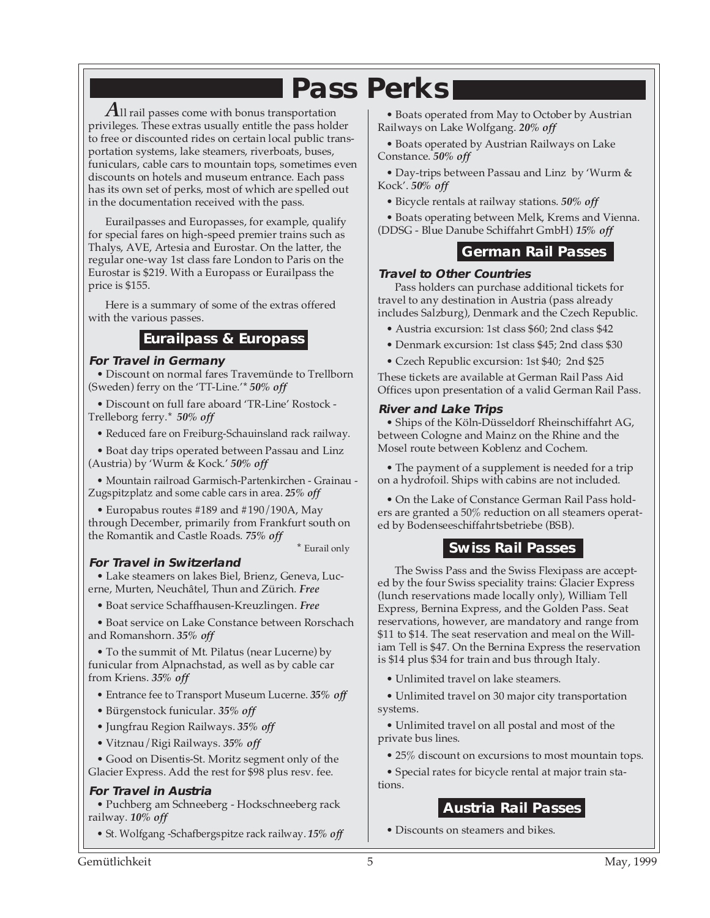# Pass Perks

All rail passes come with bonus transportation privileges. These extras usually entitle the pass holder to free or discounted rides on certain local public transportation systems, lake steamers, riverboats, buses, funiculars, cable cars to mountain tops, sometimes even discounts on hotels and museum entrance. Each pass has its own set of perks, most of which are spelled out in the documentation received with the pass.

Eurailpasses and Europasses, for example, qualify for special fares on high-speed premier trains such as Thalys, AVE, Artesia and Eurostar. On the latter, the regular one-way 1st class fare London to Paris on the Eurostar is $219. With a Europass or Eurailpass the price is $155.

Here is a summary of some of the extras offered with the various passes.

## Eurailpass & Europass

### For Travel in Germany

- Discount on normal fares Travemünde to Trellborn (Sweden) ferry on the 'TT-Line.'* ***50% off***
- Discount on full fare aboard 'TR-Line' Rostock - Trelleborg ferry.* ***50% off***
- Reduced fare on Freiburg-Schauinsland rack railway.
- Boat day trips operated between Passau and Linz (Austria) by 'Wurm & Kock.' ***50% off***
- Mountain railroad Garmisch-Partenkirchen - Grainau - Zugspitzplatz and some cable cars in area. ***25% off***
- Europabus routes #189 and #190/190A, May through December, primarily from Frankfurt south on the Romantik and Castle Roads. ***75% off***

\* Eurail only

### For Travel in Switzerland

- Lake steamers on lakes Biel, Brienz, Geneva, Lucerne, Murten, Neuchâtel, Thun and Zürich. ***Free***
- Boat service Schaffhausen-Kreuzlingen. ***Free***
- Boat service on Lake Constance between Rorschach and Romanshorn. ***35% off***
- To the summit of Mt. Pilatus (near Lucerne) by funicular from Alpnachstad, as well as by cable car from Kriens. ***35% off***
- Entrance fee to Transport Museum Lucerne. ***35% off***
- Bürgenstock funicular. ***35% off***
- Jungfrau Region Railways. ***35% off***
- Vitznau/Rigi Railways. ***35% off***
- Good on Disentis-St. Moritz segment only of the Glacier Express. Add the rest for $98 plus resv. fee.

### For Travel in Austria

- Puchberg am Schneeberg - Hockschneeberg rack railway. ***10% off***
- St. Wolfgang -Schafbergspitze rack railway. ***15% off***
- Boats operated from May to October by Austrian Railways on Lake Wolfgang. ***20% off***
- Boats operated by Austrian Railways on Lake Constance. ***50% off***
- Day-trips between Passau and Linz by 'Wurm & Kock'. ***50% off***
- Bicycle rentals at railway stations. ***50% off***
- Boats operating between Melk, Krems and Vienna. (DDSG - Blue Danube Schiffahrt GmbH) ***15% off***

## German Rail Passes

### Travel to Other Countries

Pass holders can purchase additional tickets for travel to any destination in Austria (pass already includes Salzburg), Denmark and the Czech Republic.

- Austria excursion: 1st class $60; 2nd class $42
- Denmark excursion: 1st class $45; 2nd class $30
- Czech Republic excursion: 1st $40; 2nd $25

These tickets are available at German Rail Pass Aid Offices upon presentation of a valid German Rail Pass.

### River and Lake Trips

- Ships of the Köln-Düsseldorf Rheinschiffahrt AG, between Cologne and Mainz on the Rhine and the Mosel route between Koblenz and Cochem.
- The payment of a supplement is needed for a trip on a hydrofoil. Ships with cabins are not included.
- On the Lake of Constance German Rail Pass holders are granted a 50% reduction on all steamers operated by Bodenseeschiffahrtsbetriebe (BSB).

## Swiss Rail Passes

The Swiss Pass and the Swiss Flexipass are accepted by the four Swiss speciality trains: Glacier Express (lunch reservations made locally only), William Tell Express, Bernina Express, and the Golden Pass. Seat reservations, however, are mandatory and range from $11 to $14. The seat reservation and meal on the William Tell is $47. On the Bernina Express the reservation is $14 plus $34 for train and bus through Italy.

- Unlimited travel on lake steamers.
- Unlimited travel on 30 major city transportation systems.
- Unlimited travel on all postal and most of the private bus lines.
- 25% discount on excursions to most mountain tops.
- Special rates for bicycle rental at major train stations.

## Austria Rail Passes

- Discounts on steamers and bikes.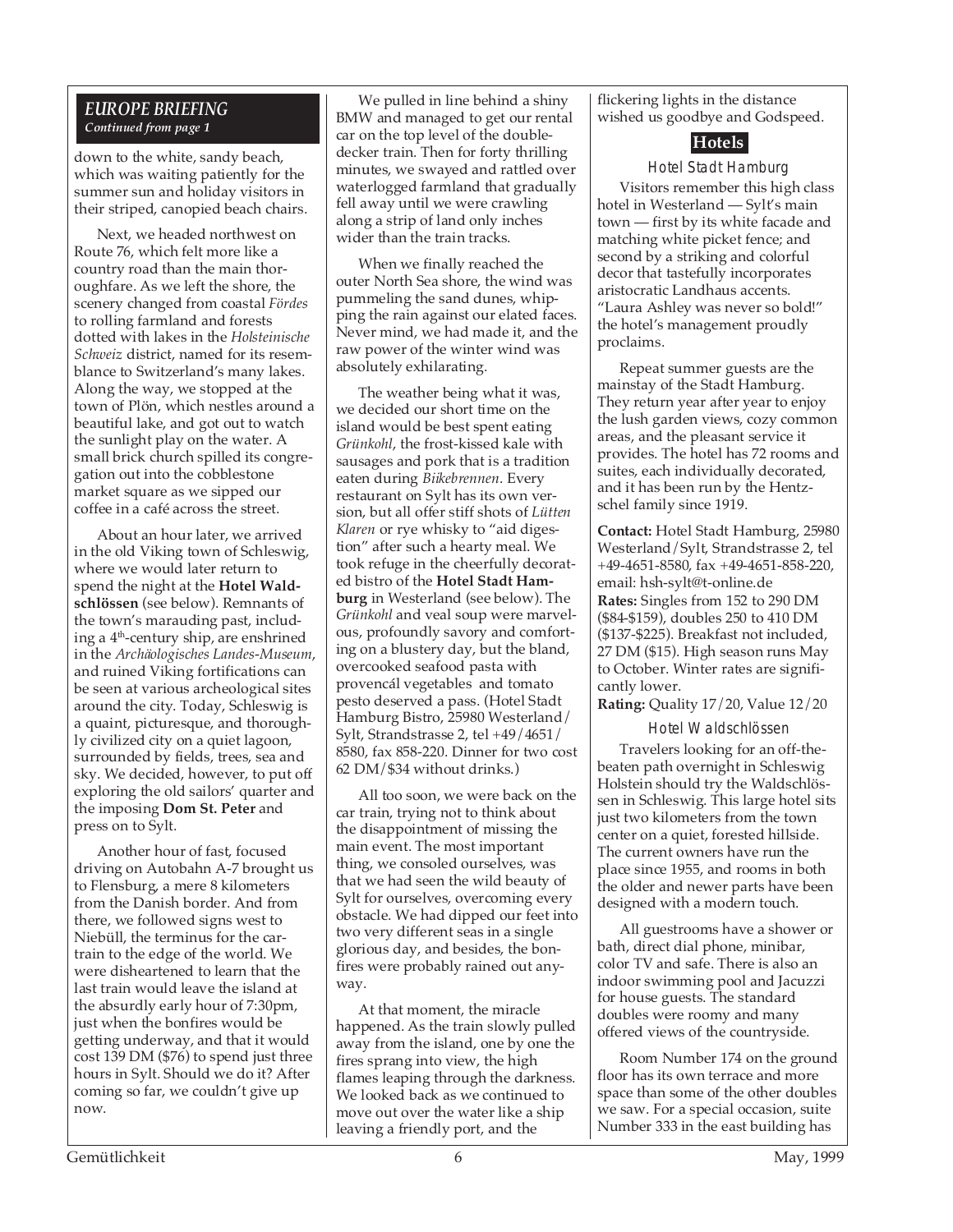## EUROPE BRIEFING

*Continued from page 1*

down to the white, sandy beach, which was waiting patiently for the summer sun and holiday visitors in their striped, canopied beach chairs.

Next, we headed northwest on Route 76, which felt more like a country road than the main thoroughfare. As we left the shore, the scenery changed from coastal *Fördes* to rolling farmland and forests dotted with lakes in the *Holsteinische Schweiz* district, named for its resemblance to Switzerland's many lakes. Along the way, we stopped at the town of Plön, which nestles around a beautiful lake, and got out to watch the sunlight play on the water. A small brick church spilled its congregation out into the cobblestone market square as we sipped our coffee in a café across the street.

About an hour later, we arrived in the old Viking town of Schleswig, where we would later return to spend the night at the **Hotel Waldschlössen** (see below). Remnants of the town's marauding past, including a 4th-century ship, are enshrined in the *Archäologisches Landes-Museum*, and ruined Viking fortifications can be seen at various archeological sites around the city. Today, Schleswig is a quaint, picturesque, and thoroughly civilized city on a quiet lagoon, surrounded by fields, trees, sea and sky. We decided, however, to put off exploring the old sailors' quarter and the imposing **Dom St. Peter** and press on to Sylt.

Another hour of fast, focused driving on Autobahn A-7 brought us to Flensburg, a mere 8 kilometers from the Danish border. And from there, we followed signs west to Niebüll, the terminus for the car-train to the edge of the world. We were disheartened to learn that the last train would leave the island at the absurdly early hour of 7:30pm, just when the bonfires would be getting underway, and that it would cost 139 DM ($76) to spend just three hours in Sylt. Should we do it? After coming so far, we couldn't give up now.

We pulled in line behind a shiny BMW and managed to get our rental car on the top level of the double-decker train. Then for forty thrilling minutes, we swayed and rattled over waterlogged farmland that gradually fell away until we were crawling along a strip of land only inches wider than the train tracks.

When we finally reached the outer North Sea shore, the wind was pummeling the sand dunes, whipping the rain against our elated faces. Never mind, we had made it, and the raw power of the winter wind was absolutely exhilarating.

The weather being what it was, we decided our short time on the island would be best spent eating *Grünkohl*, the frost-kissed kale with sausages and pork that is a tradition eaten during *Biikebrennen*. Every restaurant on Sylt has its own version, but all offer stiff shots of *Lütten Klaren* or rye whisky to "aid digestion" after such a hearty meal. We took refuge in the cheerfully decorated bistro of the **Hotel Stadt Hamburg** in Westerland (see below). The *Grünkohl* and veal soup were marvelous, profoundly savory and comforting on a blustery day, but the bland, overcooked seafood pasta with provencál vegetables and tomato pesto deserved a pass. (Hotel Stadt Hamburg Bistro, 25980 Westerland/ Sylt, Strandstrasse 2, tel +49/4651/ 8580, fax 858-220. Dinner for two cost 62 DM/$34 without drinks.)

All too soon, we were back on the car train, trying not to think about the disappointment of missing the main event. The most important thing, we consoled ourselves, was that we had seen the wild beauty of Sylt for ourselves, overcoming every obstacle. We had dipped our feet into two very different seas in a single glorious day, and besides, the bonfires were probably rained out anyway.

At that moment, the miracle happened. As the train slowly pulled away from the island, one by one the fires sprang into view, the high flames leaping through the darkness. We looked back as we continued to move out over the water like a ship leaving a friendly port, and the flickering lights in the distance wished us goodbye and Godspeed.

### Hotels

#### Hotel Stadt Hamburg

Visitors remember this high class hotel in Westerland — Sylt's main town — first by its white facade and matching white picket fence; and second by a striking and colorful decor that tastefully incorporates aristocratic Landhaus accents. "Laura Ashley was never so bold!" the hotel's management proudly proclaims.

Repeat summer guests are the mainstay of the Stadt Hamburg. They return year after year to enjoy the lush garden views, cozy common areas, and the pleasant service it provides. The hotel has 72 rooms and suites, each individually decorated, and it has been run by the Hentzschel family since 1919.

**Contact:** Hotel Stadt Hamburg, 25980 Westerland/Sylt, Strandstrasse 2, tel +49-4651-8580, fax +49-4651-858-220, email: hsh-sylt@t-online.de
**Rates:** Singles from 152 to 290 DM ($84-$159), doubles 250 to 410 DM ($137-$225). Breakfast not included, 27 DM ($15). High season runs May to October. Winter rates are significantly lower.
**Rating:** Quality 17/20, Value 12/20

#### Hotel Waldschlössen

Travelers looking for an off-the-beaten path overnight in Schleswig Holstein should try the Waldschlössen in Schleswig. This large hotel sits just two kilometers from the town center on a quiet, forested hillside. The current owners have run the place since 1955, and rooms in both the older and newer parts have been designed with a modern touch.

All guestrooms have a shower or bath, direct dial phone, minibar, color TV and safe. There is also an indoor swimming pool and Jacuzzi for house guests. The standard doubles were roomy and many offered views of the countryside.

Room Number 174 on the ground floor has its own terrace and more space than some of the other doubles we saw. For a special occasion, suite Number 333 in the east building has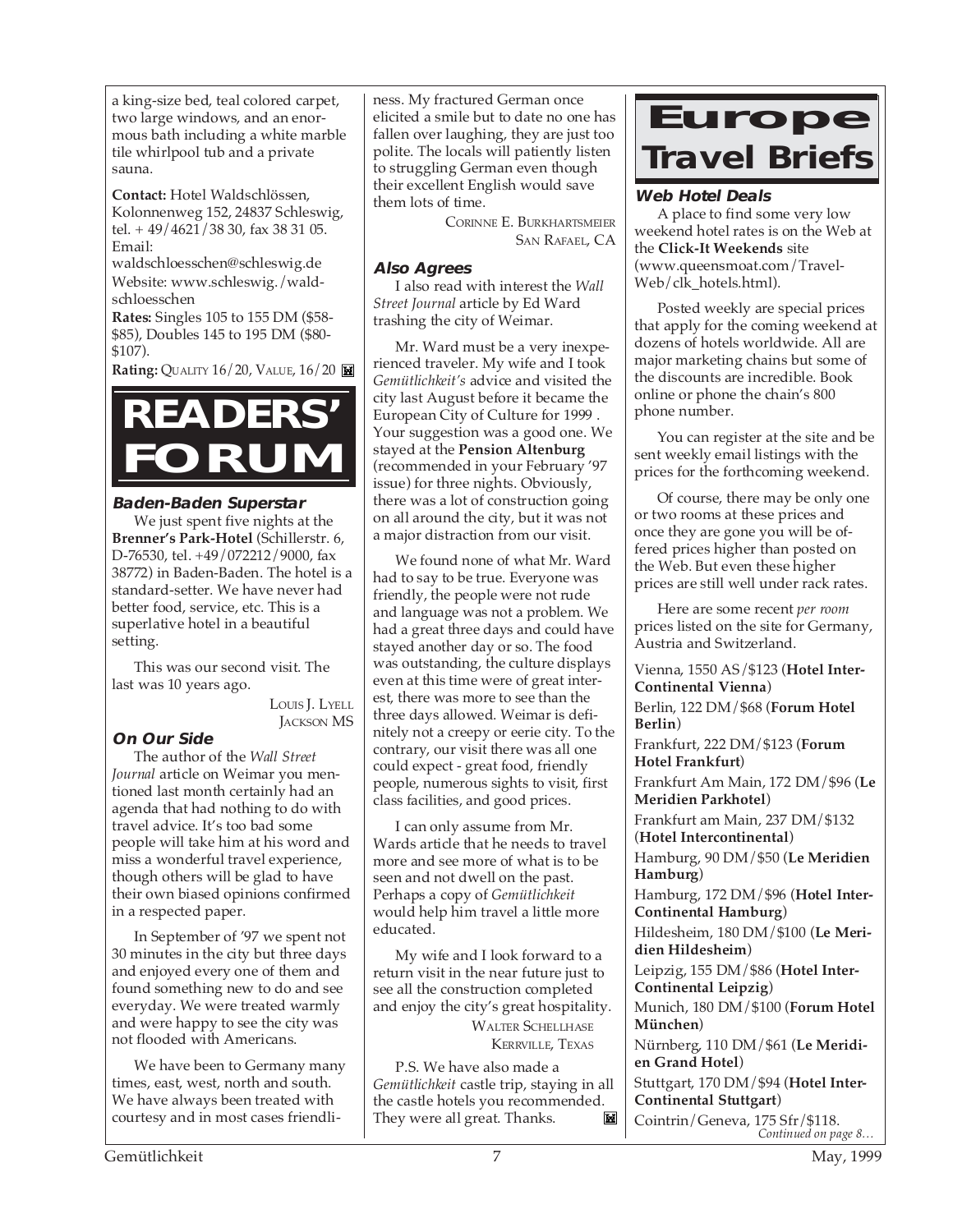a king-size bed, teal colored carpet, two large windows, and an enormous bath including a white marble tile whirlpool tub and a private sauna.

**Contact:** Hotel Waldschlössen, Kolonnenweg 152, 24837 Schleswig, tel. + 49/4621/38 30, fax 38 31 05. Email: waldschloesschen@schleswig.de Website: www.schleswig./waldschloesschen

**Rates:** Singles 105 to 155 DM ($58-$85), Doubles 145 to 195 DM ($80-$107).

**Rating:** QUALITY 16/20, VALUE, 16/20

# READERS' FORUM

### Baden-Baden Superstar

We just spent five nights at the **Brenner's Park-Hotel** (Schillerstr. 6, D-76530, tel. +49/072212/9000, fax 38772) in Baden-Baden. The hotel is a standard-setter. We have never had better food, service, etc. This is a superlative hotel in a beautiful setting.

This was our second visit. The last was 10 years ago.

LOUIS J. LYELL
JACKSON MS

### On Our Side

The author of the *Wall Street Journal* article on Weimar you mentioned last month certainly had an agenda that had nothing to do with travel advice. It's too bad some people will take him at his word and miss a wonderful travel experience, though others will be glad to have their own biased opinions confirmed in a respected paper.

In September of '97 we spent not 30 minutes in the city but three days and enjoyed every one of them and found something new to do and see everyday. We were treated warmly and were happy to see the city was not flooded with Americans.

We have been to Germany many times, east, west, north and south. We have always been treated with courtesy and in most cases friendliness. My fractured German once elicited a smile but to date no one has fallen over laughing, they are just too polite. The locals will patiently listen to struggling German even though their excellent English would save them lots of time.

CORINNE E. BURKHARTSMEIER
SAN RAFAEL, CA

### Also Agrees

I also read with interest the *Wall Street Journal* article by Ed Ward trashing the city of Weimar.

Mr. Ward must be a very inexperienced traveler. My wife and I took *Gemütlichkeit's* advice and visited the city last August before it became the European City of Culture for 1999 . Your suggestion was a good one. We stayed at the **Pension Altenburg** (recommended in your February '97 issue) for three nights. Obviously, there was a lot of construction going on all around the city, but it was not a major distraction from our visit.

We found none of what Mr. Ward had to say to be true. Everyone was friendly, the people were not rude and language was not a problem. We had a great three days and could have stayed another day or so. The food was outstanding, the culture displays even at this time were of great interest, there was more to see than the three days allowed. Weimar is definitely not a creepy or eerie city. To the contrary, our visit there was all one could expect - great food, friendly people, numerous sights to visit, first class facilities, and good prices.

I can only assume from Mr. Wards article that he needs to travel more and see more of what is to be seen and not dwell on the past. Perhaps a copy of *Gemütlichkeit* would help him travel a little more educated.

My wife and I look forward to a return visit in the near future just to see all the construction completed and enjoy the city's great hospitality.

WALTER SCHELLHASE
KERRVILLE, TEXAS

P.S. We have also made a *Gemütlichkeit* castle trip, staying in all the castle hotels you recommended. They were all great. Thanks.

# Europe Travel Briefs

### Web Hotel Deals

A place to find some very low weekend hotel rates is on the Web at the **Click-It Weekends** site (www.queensmoat.com/Travel-Web/clk_hotels.html).

Posted weekly are special prices that apply for the coming weekend at dozens of hotels worldwide. All are major marketing chains but some of the discounts are incredible. Book online or phone the chain's 800 phone number.

You can register at the site and be sent weekly email listings with the prices for the forthcoming weekend.

Of course, there may be only one or two rooms at these prices and once they are gone you will be offered prices higher than posted on the Web. But even these higher prices are still well under rack rates.

Here are some recent *per room* prices listed on the site for Germany, Austria and Switzerland.

Vienna, 1550 AS/$123 (**Hotel Inter-Continental Vienna**)

Berlin, 122 DM/$68 (**Forum Hotel Berlin**)

Frankfurt, 222 DM/$123 (**Forum Hotel Frankfurt**)

Frankfurt Am Main, 172 DM/$96 (**Le Meridien Parkhotel**)

Frankfurt am Main, 237 DM/$132 (**Hotel Intercontinental**)

Hamburg, 90 DM/$50 (**Le Meridien Hamburg**)

Hamburg, 172 DM/$96 (**Hotel Inter-Continental Hamburg**)

Hildesheim, 180 DM/$100 (**Le Meridien Hildesheim**)

Leipzig, 155 DM/$86 (**Hotel Inter-Continental Leipzig**)

Munich, 180 DM/$100 (**Forum Hotel München**)

Nürnberg, 110 DM/$61 (**Le Meridien Grand Hotel**)

Stuttgart, 170 DM/$94 (**Hotel Inter-Continental Stuttgart**)

Cointrin/Geneva, 175 Sfr/$118.

*Continued on page 8…*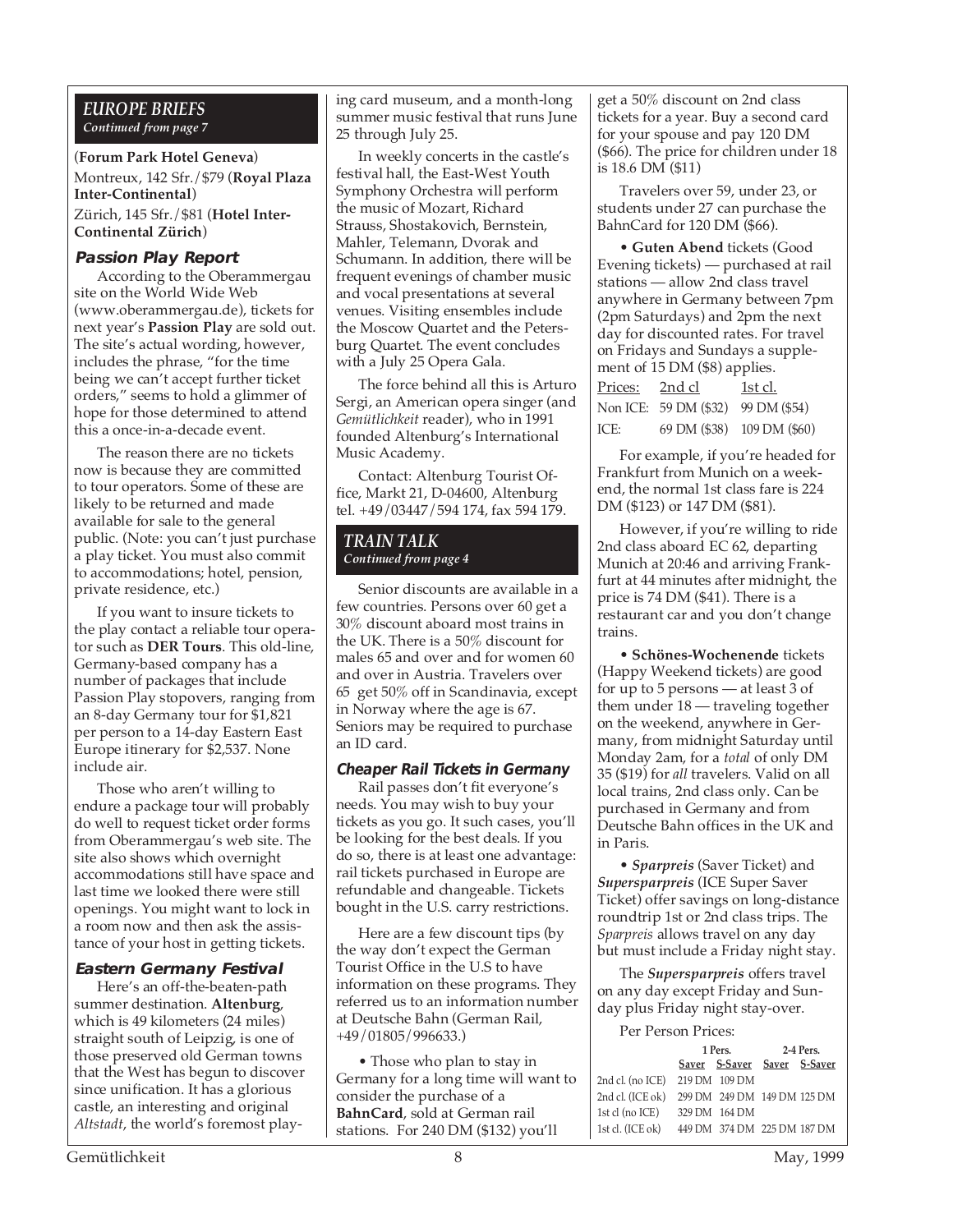## EUROPE BRIEFS
*Continued from page 7*

(**Forum Park Hotel Geneva**)
Montreux, 142 Sfr./$79 (**Royal Plaza Inter-Continental**)
Zürich, 145 Sfr./$81 (**Hotel Inter-Continental Zürich**)

### Passion Play Report

According to the Oberammergau site on the World Wide Web (www.oberammergau.de), tickets for next year's **Passion Play** are sold out. The site's actual wording, however, includes the phrase, "for the time being we can't accept further ticket orders," seems to hold a glimmer of hope for those determined to attend this a once-in-a-decade event.

The reason there are no tickets now is because they are committed to tour operators. Some of these are likely to be returned and made available for sale to the general public. (Note: you can't just purchase a play ticket. You must also commit to accommodations; hotel, pension, private residence, etc.)

If you want to insure tickets to the play contact a reliable tour operator such as **DER Tours**. This old-line, Germany-based company has a number of packages that include Passion Play stopovers, ranging from an 8-day Germany tour for $1,821 per person to a 14-day Eastern East Europe itinerary for $2,537. None include air.

Those who aren't willing to endure a package tour will probably do well to request ticket order forms from Oberammergau's web site. The site also shows which overnight accommodations still have space and last time we looked there were still openings. You might want to lock in a room now and then ask the assistance of your host in getting tickets.

### Eastern Germany Festival

Here's an off-the-beaten-path summer destination. **Altenburg**, which is 49 kilometers (24 miles) straight south of Leipzig, is one of those preserved old German towns that the West has begun to discover since unification. It has a glorious castle, an interesting and original *Altstadt*, the world's foremost playing card museum, and a month-long summer music festival that runs June 25 through July 25.

In weekly concerts in the castle's festival hall, the East-West Youth Symphony Orchestra will perform the music of Mozart, Richard Strauss, Shostakovich, Bernstein, Mahler, Telemann, Dvorak and Schumann. In addition, there will be frequent evenings of chamber music and vocal presentations at several venues. Visiting ensembles include the Moscow Quartet and the Petersburg Quartet. The event concludes with a July 25 Opera Gala.

The force behind all this is Arturo Sergi, an American opera singer (and *Gemütlichkeit* reader), who in 1991 founded Altenburg's International Music Academy.

Contact: Altenburg Tourist Office, Markt 21, D-04600, Altenburg tel. +49/03447/594 174, fax 594 179.

## TRAIN TALK
*Continued from page 4*

Senior discounts are available in a few countries. Persons over 60 get a 30% discount aboard most trains in the UK. There is a 50% discount for males 65 and over and for women 60 and over in Austria. Travelers over 65 get 50% off in Scandinavia, except in Norway where the age is 67. Seniors may be required to purchase an ID card.

### Cheaper Rail Tickets in Germany

Rail passes don't fit everyone's needs. You may wish to buy your tickets as you go. It such cases, you'll be looking for the best deals. If you do so, there is at least one advantage: rail tickets purchased in Europe are refundable and changeable. Tickets bought in the U.S. carry restrictions.

Here are a few discount tips (by the way don't expect the German Tourist Office in the U.S to have information on these programs. They referred us to an information number at Deutsche Bahn (German Rail, +49/01805/996633.)

• Those who plan to stay in Germany for a long time will want to consider the purchase of a **BahnCard**, sold at German rail stations. For 240 DM ($132) you'll get a 50% discount on 2nd class tickets for a year. Buy a second card for your spouse and pay 120 DM ($66). The price for children under 18 is 18.6 DM ($11)

Travelers over 59, under 23, or students under 27 can purchase the BahnCard for 120 DM ($66).

• **Guten Abend** tickets (Good Evening tickets) — purchased at rail stations — allow 2nd class travel anywhere in Germany between 7pm (2pm Saturdays) and 2pm the next day for discounted rates. For travel on Fridays and Sundays a supplement of 15 DM ($8) applies.

| Prices: | 2nd cl | 1st cl. |
|---|---|---|
| Non ICE: | 59 DM ($32) | 99 DM ($54) |
| ICE: | 69 DM ($38) | 109 DM ($60) |

For example, if you're headed for Frankfurt from Munich on a weekend, the normal 1st class fare is 224 DM ($123) or 147 DM ($81).

However, if you're willing to ride 2nd class aboard EC 62, departing Munich at 20:46 and arriving Frankfurt at 44 minutes after midnight, the price is 74 DM ($41). There is a restaurant car and you don't change trains.

• **Schönes-Wochenende** tickets (Happy Weekend tickets) are good for up to 5 persons — at least 3 of them under 18 — traveling together on the weekend, anywhere in Germany, from midnight Saturday until Monday 2am, for a *total* of only DM 35 ($19) for *all* travelers. Valid on all local trains, 2nd class only. Can be purchased in Germany and from Deutsche Bahn offices in the UK and in Paris.

• ***Sparpreis*** (Saver Ticket) and ***Supersparpreis*** (ICE Super Saver Ticket) offer savings on long-distance roundtrip 1st or 2nd class trips. The *Sparpreis* allows travel on any day but must include a Friday night stay.

The ***Supersparpreis*** offers travel on any day except Friday and Sunday plus Friday night stay-over.

Per Person Prices:

| | 1 Pers. | | 2-4 Pers. | |
|---|---|---|---|---|
| | Saver | S-Saver | Saver | S-Saver |
| 2nd cl. (no ICE) | 219 DM | 109 DM | | |
| 2nd cl. (ICE ok) | 299 DM | 249 DM | 149 DM | 125 DM |
| 1st cl (no ICE) | 329 DM | 164 DM | | |
| 1st cl. (ICE ok) | 449 DM | 374 DM | 225 DM | 187 DM |